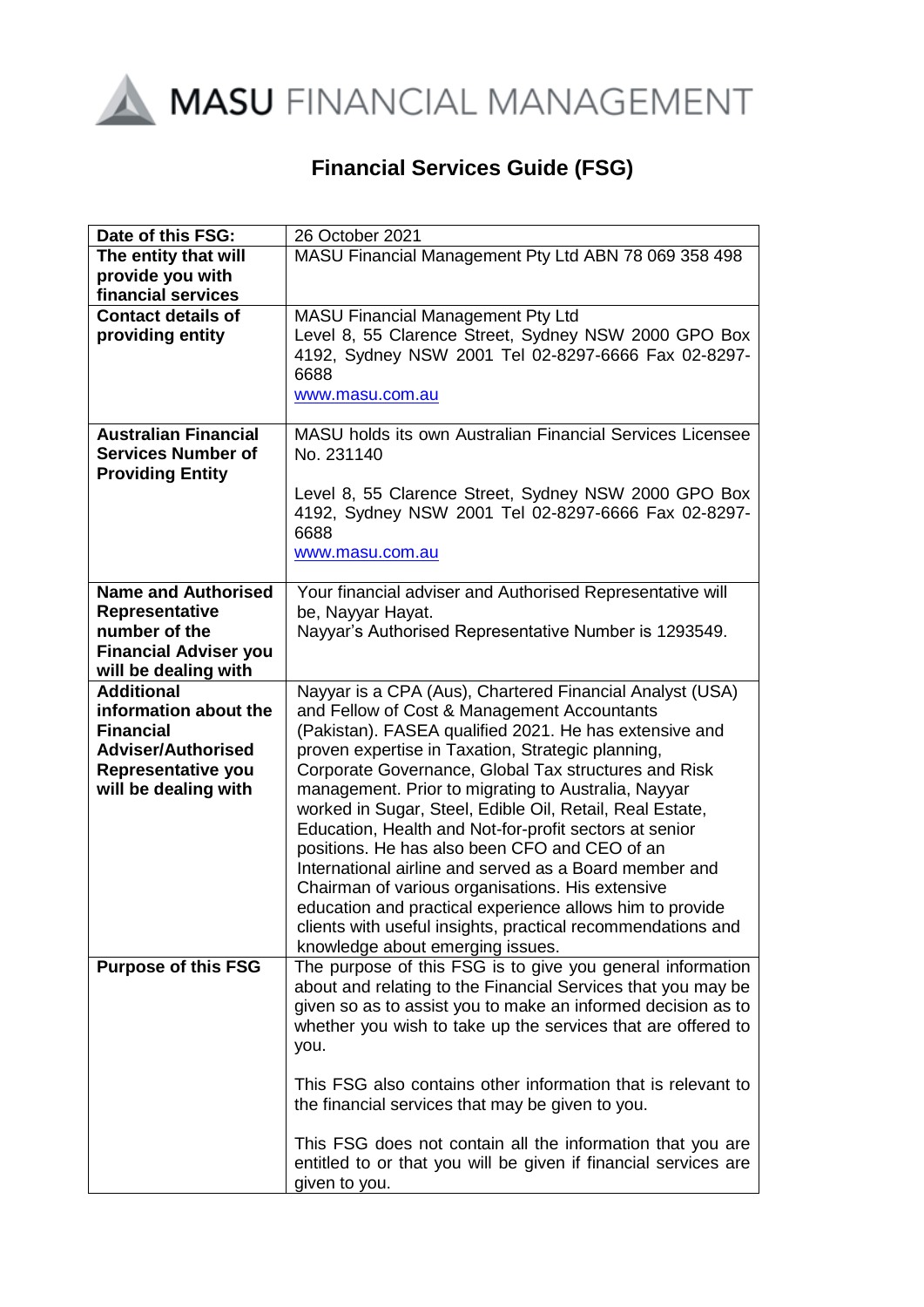MASU FINANCIAL MANAGEMENT

# Financial Services Guide (FSG)

| Date of this FSG: | 26 October 2021 |
|---|---|
| **The entity that will provide you with financial services** | MASU Financial Management Pty Ltd ABN 78 069 358 498 |
| **Contact details of providing entity** | MASU Financial Management Pty Ltd<br>Level 8, 55 Clarence Street, Sydney NSW 2000 GPO Box 4192, Sydney NSW 2001 Tel 02-8297-6666 Fax 02-8297-6688<br>www.masu.com.au |
| **Australian Financial Services Number of Providing Entity** | MASU holds its own Australian Financial Services Licensee No. 231140<br><br>Level 8, 55 Clarence Street, Sydney NSW 2000 GPO Box 4192, Sydney NSW 2001 Tel 02-8297-6666 Fax 02-8297-6688<br>www.masu.com.au |
| **Name and Authorised Representative number of the Financial Adviser you will be dealing with** | Your financial adviser and Authorised Representative will be, Nayyar Hayat.<br>Nayyar's Authorised Representative Number is 1293549. |
| **Additional information about the Financial Adviser/Authorised Representative you will be dealing with** | Nayyar is a CPA (Aus), Chartered Financial Analyst (USA) and Fellow of Cost & Management Accountants (Pakistan). FASEA qualified 2021. He has extensive and proven expertise in Taxation, Strategic planning, Corporate Governance, Global Tax structures and Risk management. Prior to migrating to Australia, Nayyar worked in Sugar, Steel, Edible Oil, Retail, Real Estate, Education, Health and Not-for-profit sectors at senior positions. He has also been CFO and CEO of an International airline and served as a Board member and Chairman of various organisations. His extensive education and practical experience allows him to provide clients with useful insights, practical recommendations and knowledge about emerging issues. |
| **Purpose of this FSG** | The purpose of this FSG is to give you general information about and relating to the Financial Services that you may be given so as to assist you to make an informed decision as to whether you wish to take up the services that are offered to you.<br><br>This FSG also contains other information that is relevant to the financial services that may be given to you.<br><br>This FSG does not contain all the information that you are entitled to or that you will be given if financial services are given to you. |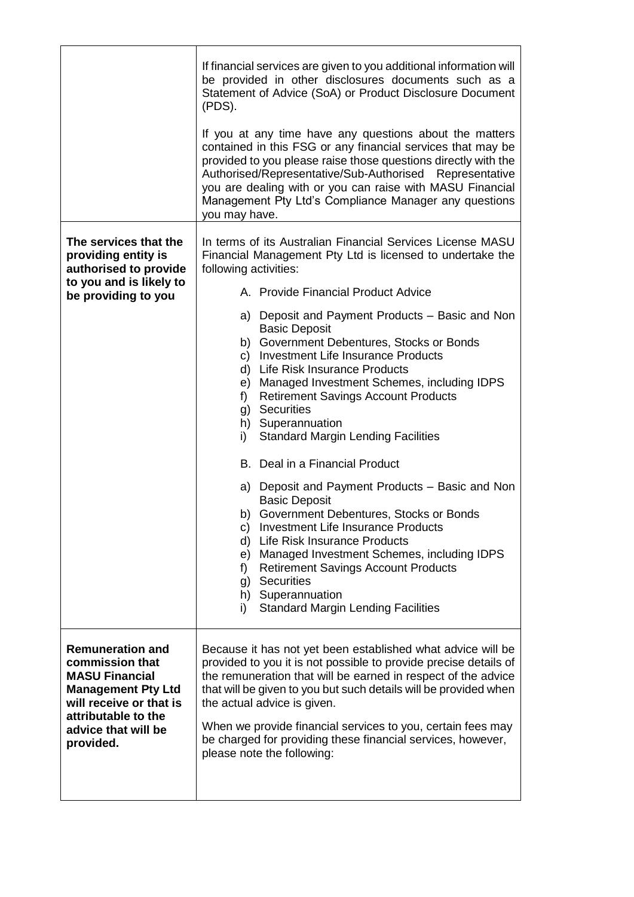| | |
|---|---|
| | If financial services are given to you additional information will be provided in other disclosures documents such as a Statement of Advice (SoA) or Product Disclosure Document (PDS).<br><br>If you at any time have any questions about the matters contained in this FSG or any financial services that may be provided to you please raise those questions directly with the Authorised/Representative/Sub-Authorised Representative you are dealing with or you can raise with MASU Financial Management Pty Ltd's Compliance Manager any questions you may have. |
| **The services that the providing entity is authorised to provide to you and is likely to be providing to you** | In terms of its Australian Financial Services License MASU Financial Management Pty Ltd is licensed to undertake the following activities:<br><br>A. Provide Financial Product Advice<br><br>a) Deposit and Payment Products – Basic and Non Basic Deposit<br>b) Government Debentures, Stocks or Bonds<br>c) Investment Life Insurance Products<br>d) Life Risk Insurance Products<br>e) Managed Investment Schemes, including IDPS<br>f) Retirement Savings Account Products<br>g) Securities<br>h) Superannuation<br>i) Standard Margin Lending Facilities<br><br>B. Deal in a Financial Product<br><br>a) Deposit and Payment Products – Basic and Non Basic Deposit<br>b) Government Debentures, Stocks or Bonds<br>c) Investment Life Insurance Products<br>d) Life Risk Insurance Products<br>e) Managed Investment Schemes, including IDPS<br>f) Retirement Savings Account Products<br>g) Securities<br>h) Superannuation<br>i) Standard Margin Lending Facilities |
| **Remuneration and commission that MASU Financial Management Pty Ltd will receive or that is attributable to the advice that will be provided.** | Because it has not yet been established what advice will be provided to you it is not possible to provide precise details of the remuneration that will be earned in respect of the advice that will be given to you but such details will be provided when the actual advice is given.<br><br>When we provide financial services to you, certain fees may be charged for providing these financial services, however, please note the following: |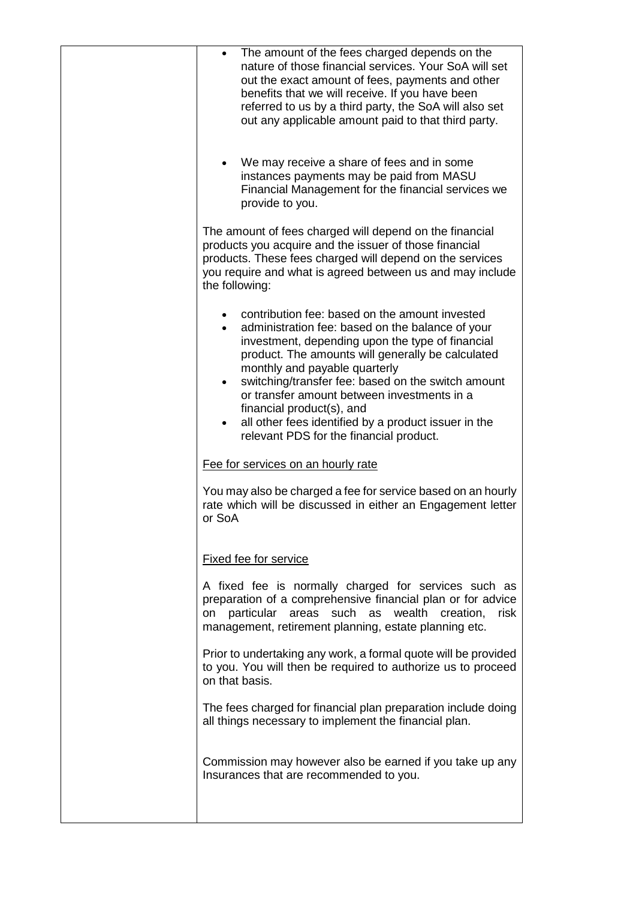| | |
|---|---|
| | • The amount of the fees charged depends on the nature of those financial services. Your SoA will set out the exact amount of fees, payments and other benefits that we will receive. If you have been referred to us by a third party, the SoA will also set out any applicable amount paid to that third party.<br><br>• We may receive a share of fees and in some instances payments may be paid from MASU Financial Management for the financial services we provide to you.<br><br>The amount of fees charged will depend on the financial products you acquire and the issuer of those financial products. These fees charged will depend on the services you require and what is agreed between us and may include the following:<br><br>• contribution fee: based on the amount invested<br>• administration fee: based on the balance of your investment, depending upon the type of financial product. The amounts will generally be calculated monthly and payable quarterly<br>• switching/transfer fee: based on the switch amount or transfer amount between investments in a financial product(s), and<br>• all other fees identified by a product issuer in the relevant PDS for the financial product.<br><br><u>Fee for services on an hourly rate</u><br><br>You may also be charged a fee for service based on an hourly rate which will be discussed in either an Engagement letter or SoA<br><br><u>Fixed fee for service</u><br><br>A fixed fee is normally charged for services such as preparation of a comprehensive financial plan or for advice on particular areas such as wealth creation, risk management, retirement planning, estate planning etc.<br><br>Prior to undertaking any work, a formal quote will be provided to you. You will then be required to authorize us to proceed on that basis.<br><br>The fees charged for financial plan preparation include doing all things necessary to implement the financial plan.<br><br>Commission may however also be earned if you take up any Insurances that are recommended to you. |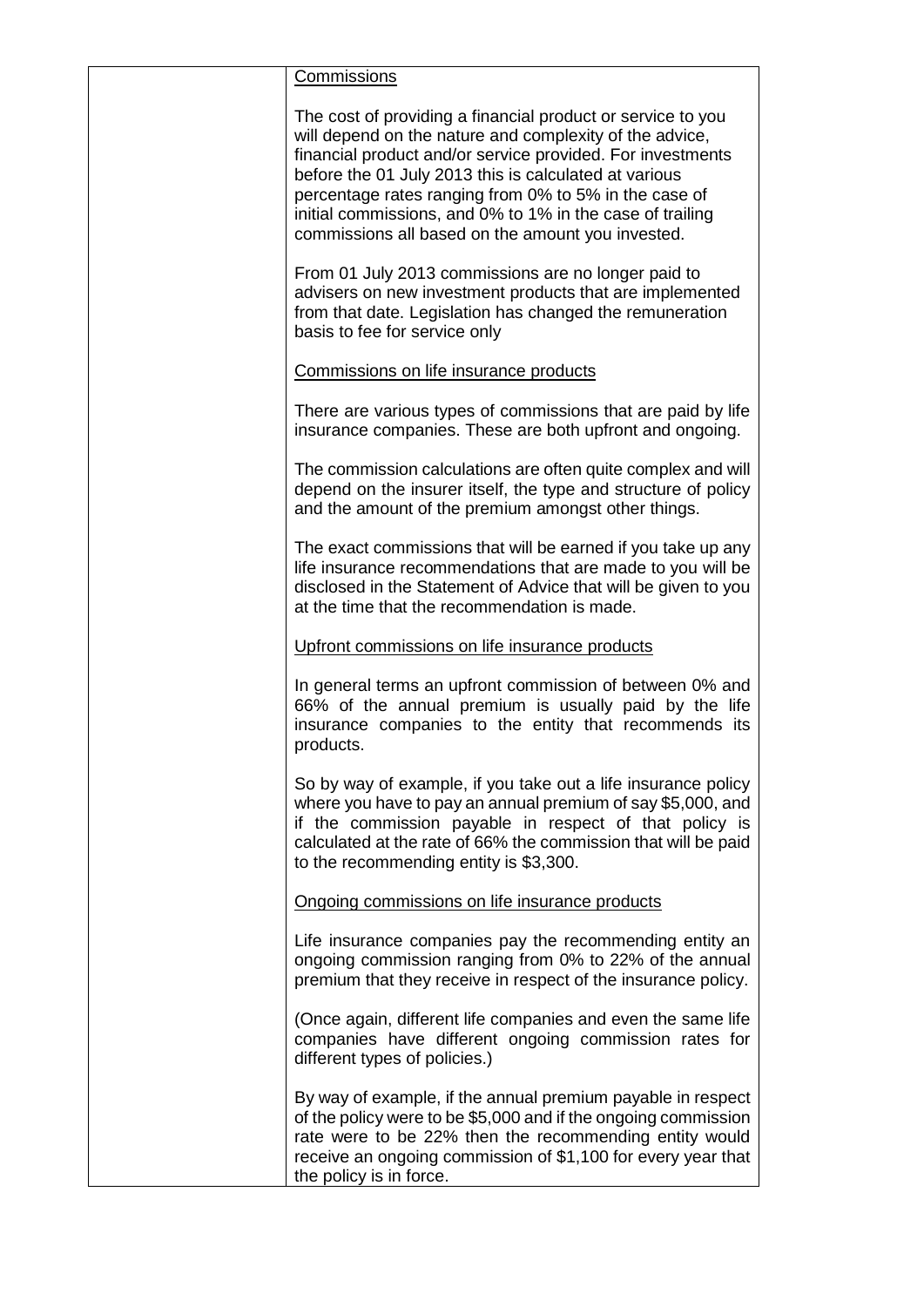| | Commissions<br><br>The cost of providing a financial product or service to you will depend on the nature and complexity of the advice, financial product and/or service provided. For investments before the 01 July 2013 this is calculated at various percentage rates ranging from 0% to 5% in the case of initial commissions, and 0% to 1% in the case of trailing commissions all based on the amount you invested.<br><br>From 01 July 2013 commissions are no longer paid to advisers on new investment products that are implemented from that date. Legislation has changed the remuneration basis to fee for service only<br><br>Commissions on life insurance products<br><br>There are various types of commissions that are paid by life insurance companies. These are both upfront and ongoing.<br><br>The commission calculations are often quite complex and will depend on the insurer itself, the type and structure of policy and the amount of the premium amongst other things.<br><br>The exact commissions that will be earned if you take up any life insurance recommendations that are made to you will be disclosed in the Statement of Advice that will be given to you at the time that the recommendation is made.<br><br>Upfront commissions on life insurance products<br><br>In general terms an upfront commission of between 0% and 66% of the annual premium is usually paid by the life insurance companies to the entity that recommends its products.<br><br>So by way of example, if you take out a life insurance policy where you have to pay an annual premium of say $5,000, and if the commission payable in respect of that policy is calculated at the rate of 66% the commission that will be paid to the recommending entity is $3,300.<br><br>Ongoing commissions on life insurance products<br><br>Life insurance companies pay the recommending entity an ongoing commission ranging from 0% to 22% of the annual premium that they receive in respect of the insurance policy.<br><br>(Once again, different life companies and even the same life companies have different ongoing commission rates for different types of policies.)<br><br>By way of example, if the annual premium payable in respect of the policy were to be $5,000 and if the ongoing commission rate were to be 22% then the recommending entity would receive an ongoing commission of $1,100 for every year that the policy is in force. |
|---|---|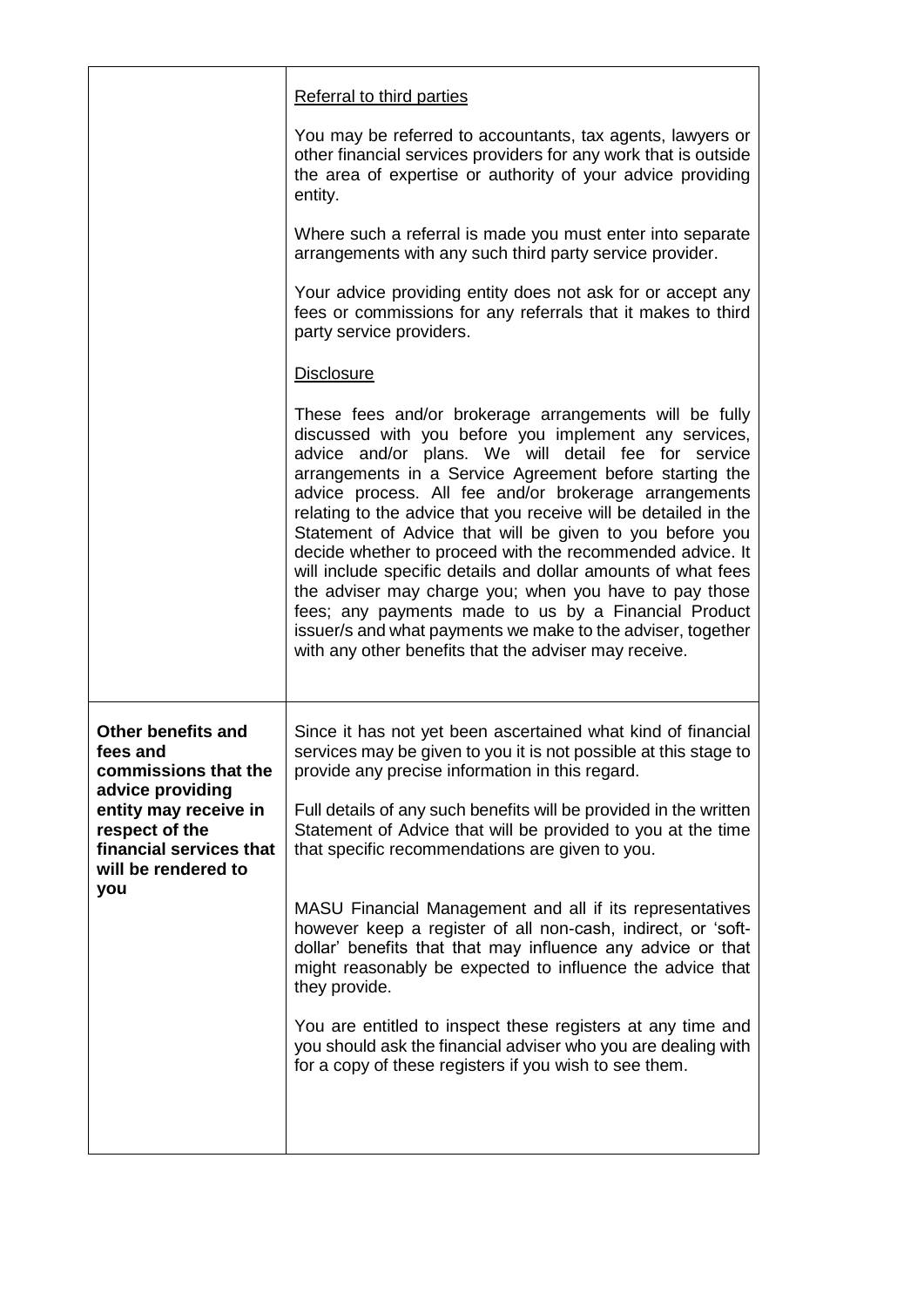| | |
|---|---|
| | <u>Referral to third parties</u><br><br>You may be referred to accountants, tax agents, lawyers or other financial services providers for any work that is outside the area of expertise or authority of your advice providing entity.<br><br>Where such a referral is made you must enter into separate arrangements with any such third party service provider.<br><br>Your advice providing entity does not ask for or accept any fees or commissions for any referrals that it makes to third party service providers.<br><br><u>Disclosure</u><br><br>These fees and/or brokerage arrangements will be fully discussed with you before you implement any services, advice and/or plans. We will detail fee for service arrangements in a Service Agreement before starting the advice process. All fee and/or brokerage arrangements relating to the advice that you receive will be detailed in the Statement of Advice that will be given to you before you decide whether to proceed with the recommended advice. It will include specific details and dollar amounts of what fees the adviser may charge you; when you have to pay those fees; any payments made to us by a Financial Product issuer/s and what payments we make to the adviser, together with any other benefits that the adviser may receive. |
| **Other benefits and fees and commissions that the advice providing entity may receive in respect of the financial services that will be rendered to you** | Since it has not yet been ascertained what kind of financial services may be given to you it is not possible at this stage to provide any precise information in this regard.<br><br>Full details of any such benefits will be provided in the written Statement of Advice that will be provided to you at the time that specific recommendations are given to you.<br><br>MASU Financial Management and all if its representatives however keep a register of all non-cash, indirect, or 'soft-dollar' benefits that that may influence any advice or that might reasonably be expected to influence the advice that they provide.<br><br>You are entitled to inspect these registers at any time and you should ask the financial adviser who you are dealing with for a copy of these registers if you wish to see them. |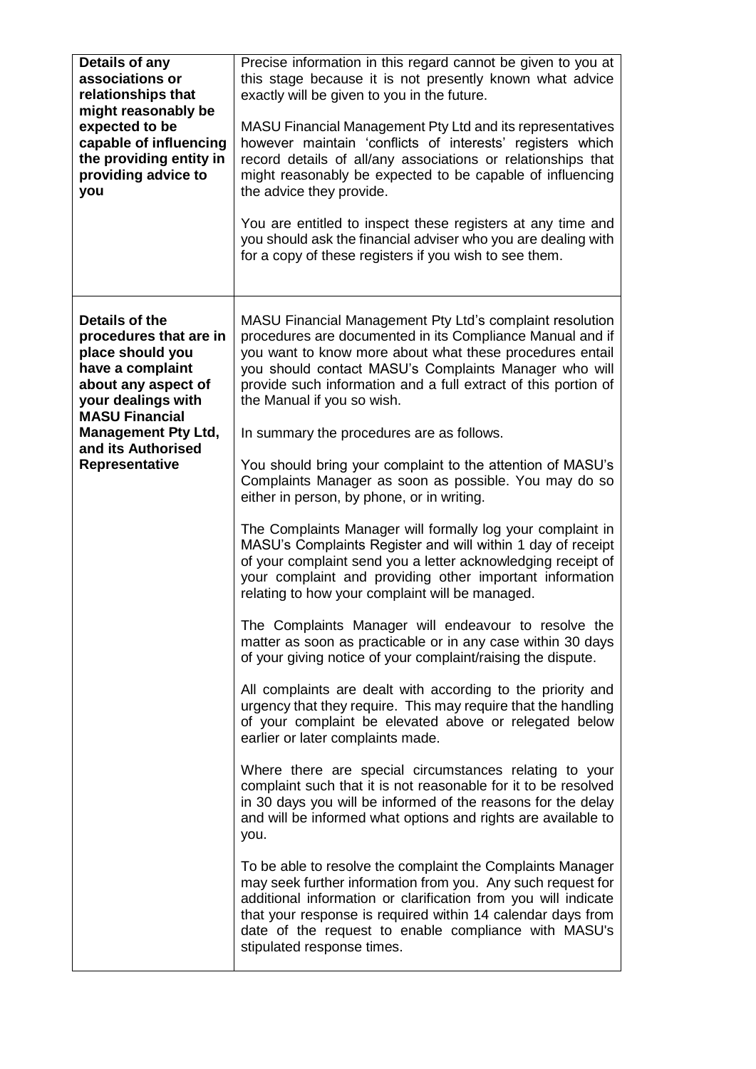| | |
|---|---|
| **Details of any associations or relationships that might reasonably be expected to be capable of influencing the providing entity in providing advice to you** | Precise information in this regard cannot be given to you at this stage because it is not presently known what advice exactly will be given to you in the future.<br><br>MASU Financial Management Pty Ltd and its representatives however maintain 'conflicts of interests' registers which record details of all/any associations or relationships that might reasonably be expected to be capable of influencing the advice they provide.<br><br>You are entitled to inspect these registers at any time and you should ask the financial adviser who you are dealing with for a copy of these registers if you wish to see them. |
| **Details of the procedures that are in place should you have a complaint about any aspect of your dealings with MASU Financial Management Pty Ltd, and its Authorised Representative** | MASU Financial Management Pty Ltd's complaint resolution procedures are documented in its Compliance Manual and if you want to know more about what these procedures entail you should contact MASU's Complaints Manager who will provide such information and a full extract of this portion of the Manual if you so wish.<br><br>In summary the procedures are as follows.<br><br>You should bring your complaint to the attention of MASU's Complaints Manager as soon as possible. You may do so either in person, by phone, or in writing.<br><br>The Complaints Manager will formally log your complaint in MASU's Complaints Register and will within 1 day of receipt of your complaint send you a letter acknowledging receipt of your complaint and providing other important information relating to how your complaint will be managed.<br><br>The Complaints Manager will endeavour to resolve the matter as soon as practicable or in any case within 30 days of your giving notice of your complaint/raising the dispute.<br><br>All complaints are dealt with according to the priority and urgency that they require. This may require that the handling of your complaint be elevated above or relegated below earlier or later complaints made.<br><br>Where there are special circumstances relating to your complaint such that it is not reasonable for it to be resolved in 30 days you will be informed of the reasons for the delay and will be informed what options and rights are available to you.<br><br>To be able to resolve the complaint the Complaints Manager may seek further information from you. Any such request for additional information or clarification from you will indicate that your response is required within 14 calendar days from date of the request to enable compliance with MASU's stipulated response times. |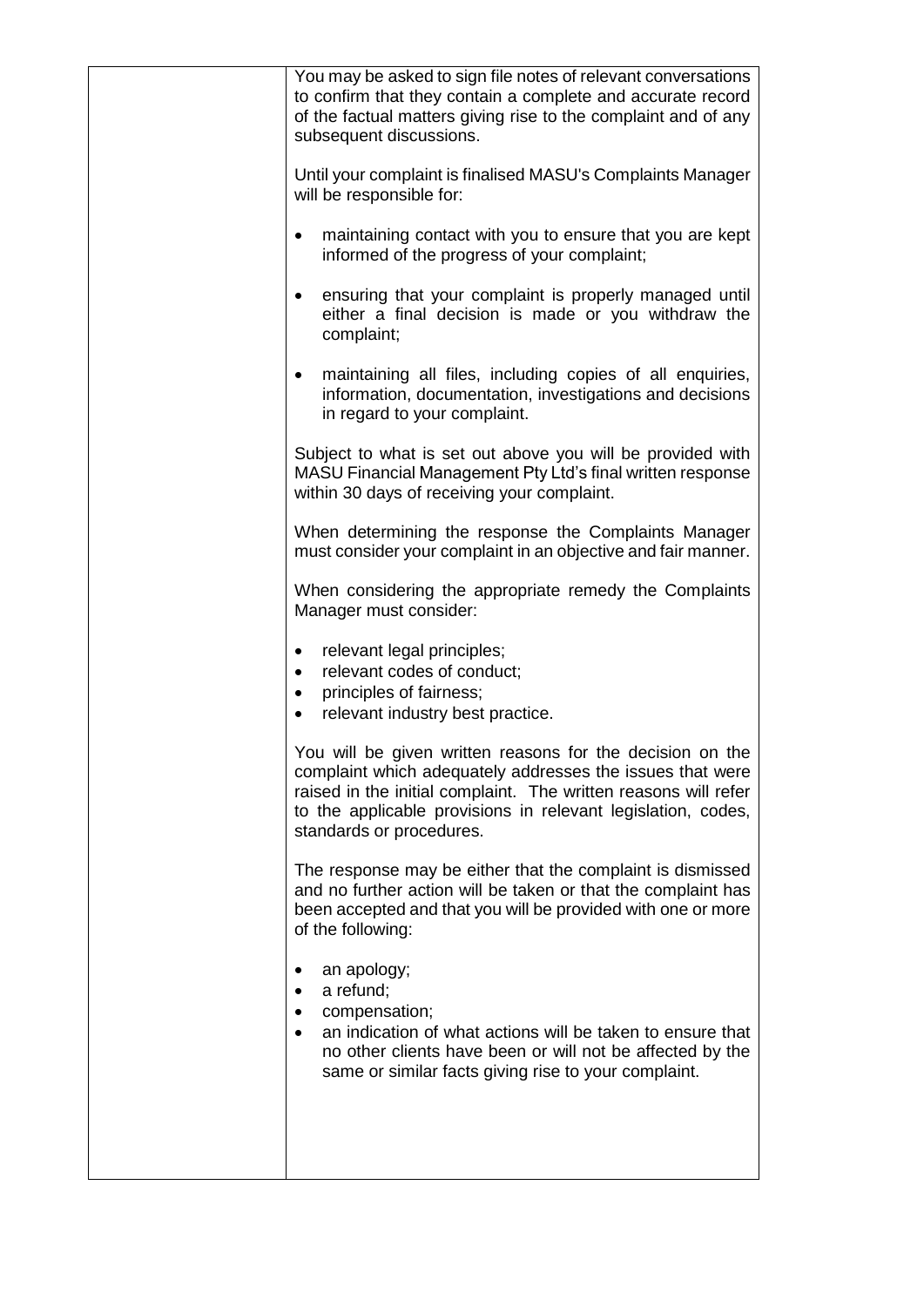You may be asked to sign file notes of relevant conversations to confirm that they contain a complete and accurate record of the factual matters giving rise to the complaint and of any subsequent discussions.

Until your complaint is finalised MASU's Complaints Manager will be responsible for:

- maintaining contact with you to ensure that you are kept informed of the progress of your complaint;
- ensuring that your complaint is properly managed until either a final decision is made or you withdraw the complaint;
- maintaining all files, including copies of all enquiries, information, documentation, investigations and decisions in regard to your complaint.

Subject to what is set out above you will be provided with MASU Financial Management Pty Ltd's final written response within 30 days of receiving your complaint.

When determining the response the Complaints Manager must consider your complaint in an objective and fair manner.

When considering the appropriate remedy the Complaints Manager must consider:

- relevant legal principles;
- relevant codes of conduct;
- principles of fairness;
- relevant industry best practice.

You will be given written reasons for the decision on the complaint which adequately addresses the issues that were raised in the initial complaint. The written reasons will refer to the applicable provisions in relevant legislation, codes, standards or procedures.

The response may be either that the complaint is dismissed and no further action will be taken or that the complaint has been accepted and that you will be provided with one or more of the following:

- an apology;
- a refund;
- compensation;
- an indication of what actions will be taken to ensure that no other clients have been or will not be affected by the same or similar facts giving rise to your complaint.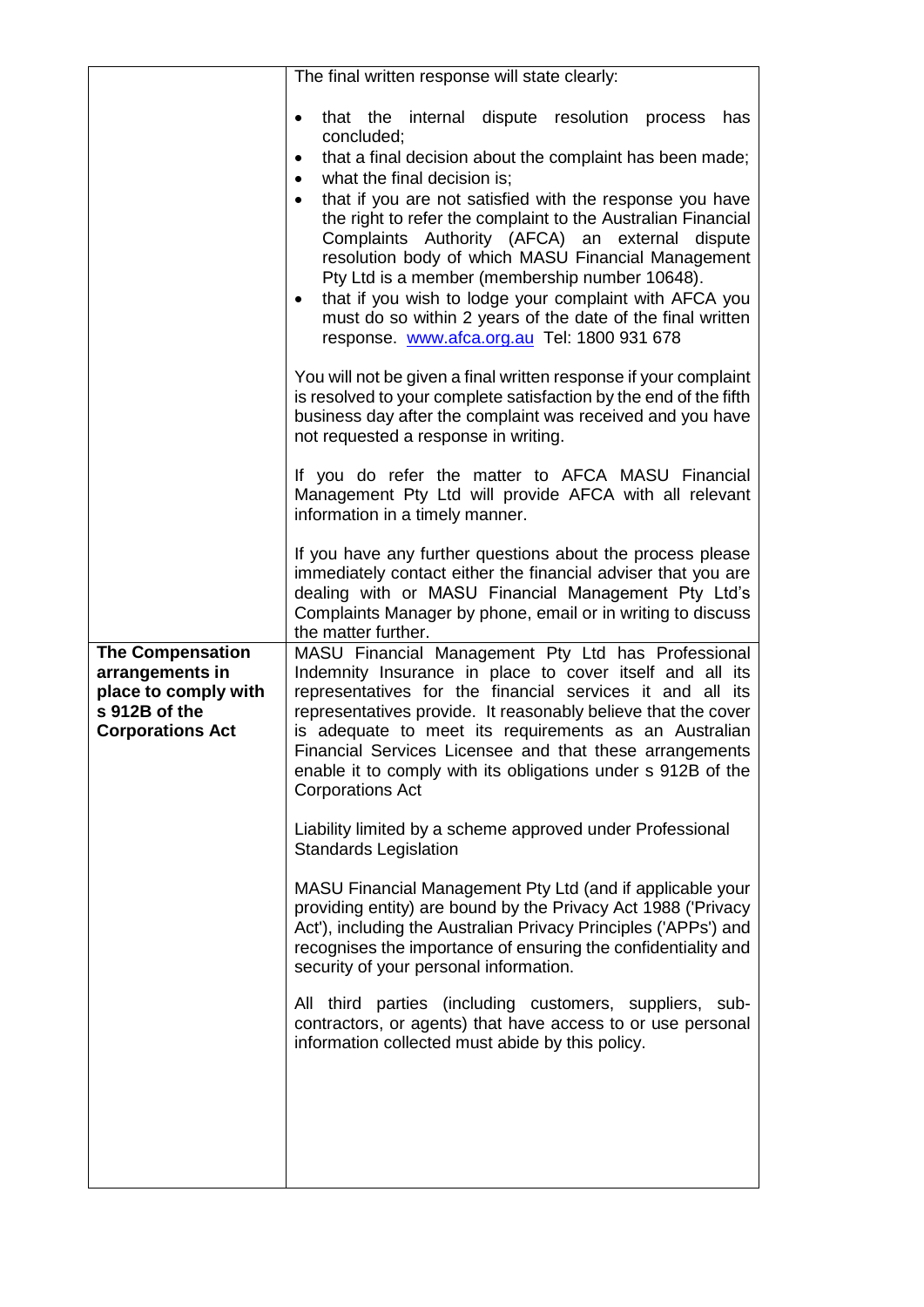| | |
|---|---|
| | The final written response will state clearly:<br><br>• that the internal dispute resolution process has concluded;<br>• that a final decision about the complaint has been made;<br>• what the final decision is;<br>• that if you are not satisfied with the response you have the right to refer the complaint to the Australian Financial Complaints Authority (AFCA) an external dispute resolution body of which MASU Financial Management Pty Ltd is a member (membership number 10648).<br>• that if you wish to lodge your complaint with AFCA you must do so within 2 years of the date of the final written response. [www.afca.org.au](http://www.afca.org.au) Tel: 1800 931 678<br><br>You will not be given a final written response if your complaint is resolved to your complete satisfaction by the end of the fifth business day after the complaint was received and you have not requested a response in writing.<br><br>If you do refer the matter to AFCA MASU Financial Management Pty Ltd will provide AFCA with all relevant information in a timely manner.<br><br>If you have any further questions about the process please immediately contact either the financial adviser that you are dealing with or MASU Financial Management Pty Ltd's Complaints Manager by phone, email or in writing to discuss the matter further. |
| **The Compensation arrangements in place to comply with s 912B of the Corporations Act** | MASU Financial Management Pty Ltd has Professional Indemnity Insurance in place to cover itself and all its representatives for the financial services it and all its representatives provide. It reasonably believe that the cover is adequate to meet its requirements as an Australian Financial Services Licensee and that these arrangements enable it to comply with its obligations under s 912B of the Corporations Act<br><br>Liability limited by a scheme approved under Professional Standards Legislation<br><br>MASU Financial Management Pty Ltd (and if applicable your providing entity) are bound by the Privacy Act 1988 ('Privacy Act'), including the Australian Privacy Principles ('APPs') and recognises the importance of ensuring the confidentiality and security of your personal information.<br><br>All third parties (including customers, suppliers, sub-contractors, or agents) that have access to or use personal information collected must abide by this policy. |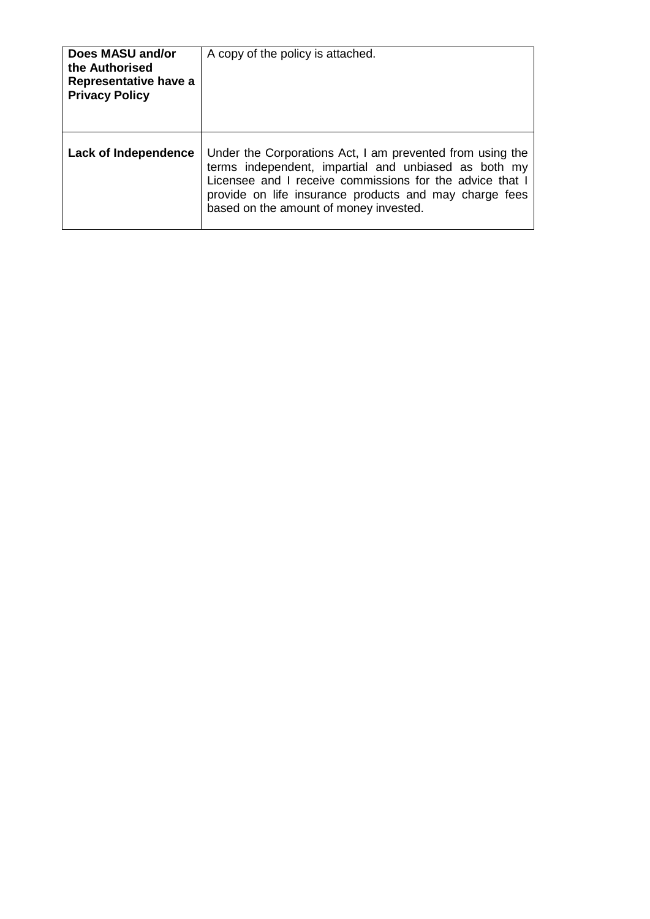| **Does MASU and/or the Authorised Representative have a Privacy Policy** | A copy of the policy is attached. |
|---|---|
| **Lack of Independence** | Under the Corporations Act, I am prevented from using the terms independent, impartial and unbiased as both my Licensee and I receive commissions for the advice that I provide on life insurance products and may charge fees based on the amount of money invested. |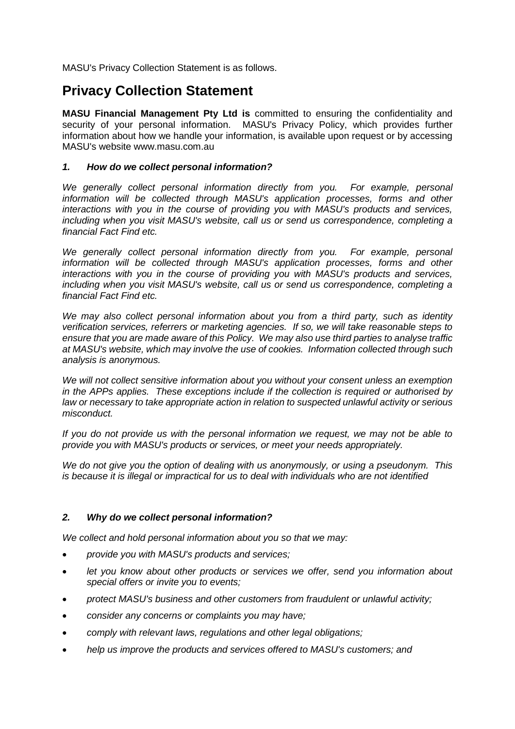MASU's Privacy Collection Statement is as follows.

# Privacy Collection Statement

**MASU Financial Management Pty Ltd is** committed to ensuring the confidentiality and security of your personal information. MASU's Privacy Policy, which provides further information about how we handle your information, is available upon request or by accessing MASU's website www.masu.com.au

### *1. How do we collect personal information?*

*We generally collect personal information directly from you. For example, personal information will be collected through MASU's application processes, forms and other interactions with you in the course of providing you with MASU's products and services, including when you visit MASU's website, call us or send us correspondence, completing a financial Fact Find etc.*

*We generally collect personal information directly from you. For example, personal information will be collected through MASU's application processes, forms and other interactions with you in the course of providing you with MASU's products and services, including when you visit MASU's website, call us or send us correspondence, completing a financial Fact Find etc.*

*We may also collect personal information about you from a third party, such as identity verification services, referrers or marketing agencies. If so, we will take reasonable steps to ensure that you are made aware of this Policy. We may also use third parties to analyse traffic at MASU's website, which may involve the use of cookies. Information collected through such analysis is anonymous.*

*We will not collect sensitive information about you without your consent unless an exemption in the APPs applies. These exceptions include if the collection is required or authorised by law or necessary to take appropriate action in relation to suspected unlawful activity or serious misconduct.*

*If you do not provide us with the personal information we request, we may not be able to provide you with MASU's products or services, or meet your needs appropriately.*

*We do not give you the option of dealing with us anonymously, or using a pseudonym. This is because it is illegal or impractical for us to deal with individuals who are not identified*

### *2. Why do we collect personal information?*

*We collect and hold personal information about you so that we may:*

- *provide you with MASU's products and services;*
- *let you know about other products or services we offer, send you information about special offers or invite you to events;*
- *protect MASU's business and other customers from fraudulent or unlawful activity;*
- *consider any concerns or complaints you may have;*
- *comply with relevant laws, regulations and other legal obligations;*
- *help us improve the products and services offered to MASU's customers; and*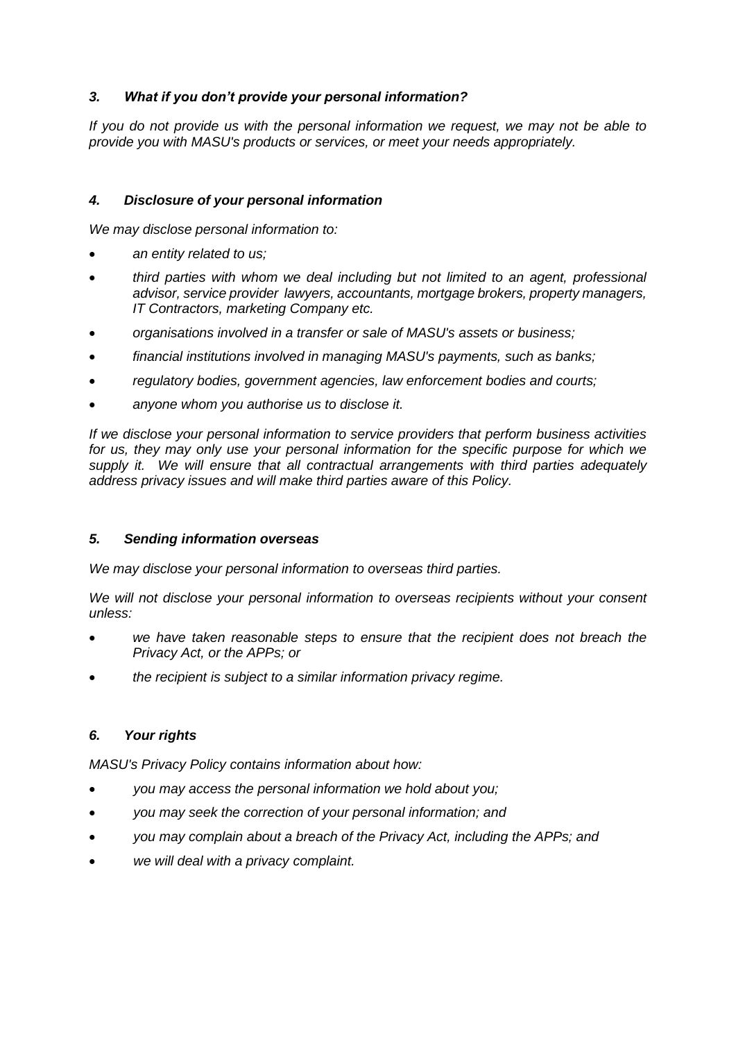### *3. What if you don't provide your personal information?*

*If you do not provide us with the personal information we request, we may not be able to provide you with MASU's products or services, or meet your needs appropriately.*

### *4. Disclosure of your personal information*

*We may disclose personal information to:*

- *an entity related to us;*
- *third parties with whom we deal including but not limited to an agent, professional advisor, service provider lawyers, accountants, mortgage brokers, property managers, IT Contractors, marketing Company etc.*
- *organisations involved in a transfer or sale of MASU's assets or business;*
- *financial institutions involved in managing MASU's payments, such as banks;*
- *regulatory bodies, government agencies, law enforcement bodies and courts;*
- *anyone whom you authorise us to disclose it.*

*If we disclose your personal information to service providers that perform business activities for us, they may only use your personal information for the specific purpose for which we supply it. We will ensure that all contractual arrangements with third parties adequately address privacy issues and will make third parties aware of this Policy.*

### *5. Sending information overseas*

*We may disclose your personal information to overseas third parties.*

*We will not disclose your personal information to overseas recipients without your consent unless:*

- *we have taken reasonable steps to ensure that the recipient does not breach the Privacy Act, or the APPs; or*
- *the recipient is subject to a similar information privacy regime.*

### *6. Your rights*

*MASU's Privacy Policy contains information about how:*

- *you may access the personal information we hold about you;*
- *you may seek the correction of your personal information; and*
- *you may complain about a breach of the Privacy Act, including the APPs; and*
- *we will deal with a privacy complaint.*